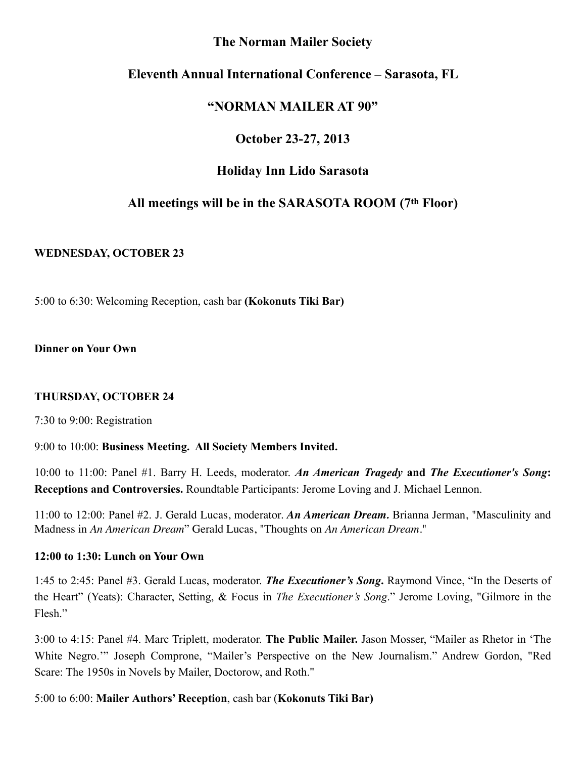# The Norman Mailer Society

## Eleventh Annual International Conference – Sarasota, FL

## "NORMAN MAILER AT 90"

## October 23-27, 2013

## Holiday Inn Lido Sarasota

## All meetings will be in the SARASOTA ROOM (7th Floor)

**WEDNESDAY, OCTOBER 23**

5:00 to 6:30: Welcoming Reception, cash bar **(Kokonuts Tiki Bar)**

**Dinner on Your Own**

**THURSDAY, OCTOBER 24**

7:30 to 9:00: Registration

9:00 to 10:00: **Business Meeting. All Society Members Invited.**

10:00 to 11:00: Panel #1. Barry H. Leeds, moderator. ***An American Tragedy* and *The Executioner's Song*: Receptions and Controversies.** Roundtable Participants: Jerome Loving and J. Michael Lennon.

11:00 to 12:00: Panel #2. J. Gerald Lucas, moderator. ***An American Dream*.** Brianna Jerman, "Masculinity and Madness in *An American Dream*" Gerald Lucas, "Thoughts on *An American Dream*."

**12:00 to 1:30: Lunch on Your Own**

1:45 to 2:45: Panel #3. Gerald Lucas, moderator. ***The Executioner's Song*.** Raymond Vince, "In the Deserts of the Heart" (Yeats): Character, Setting, & Focus in *The Executioner's Song*." Jerome Loving, "Gilmore in the Flesh."

3:00 to 4:15: Panel #4. Marc Triplett, moderator. **The Public Mailer.** Jason Mosser, "Mailer as Rhetor in 'The White Negro.'" Joseph Comprone, "Mailer's Perspective on the New Journalism." Andrew Gordon, "Red Scare: The 1950s in Novels by Mailer, Doctorow, and Roth."

5:00 to 6:00: **Mailer Authors' Reception**, cash bar (**Kokonuts Tiki Bar)**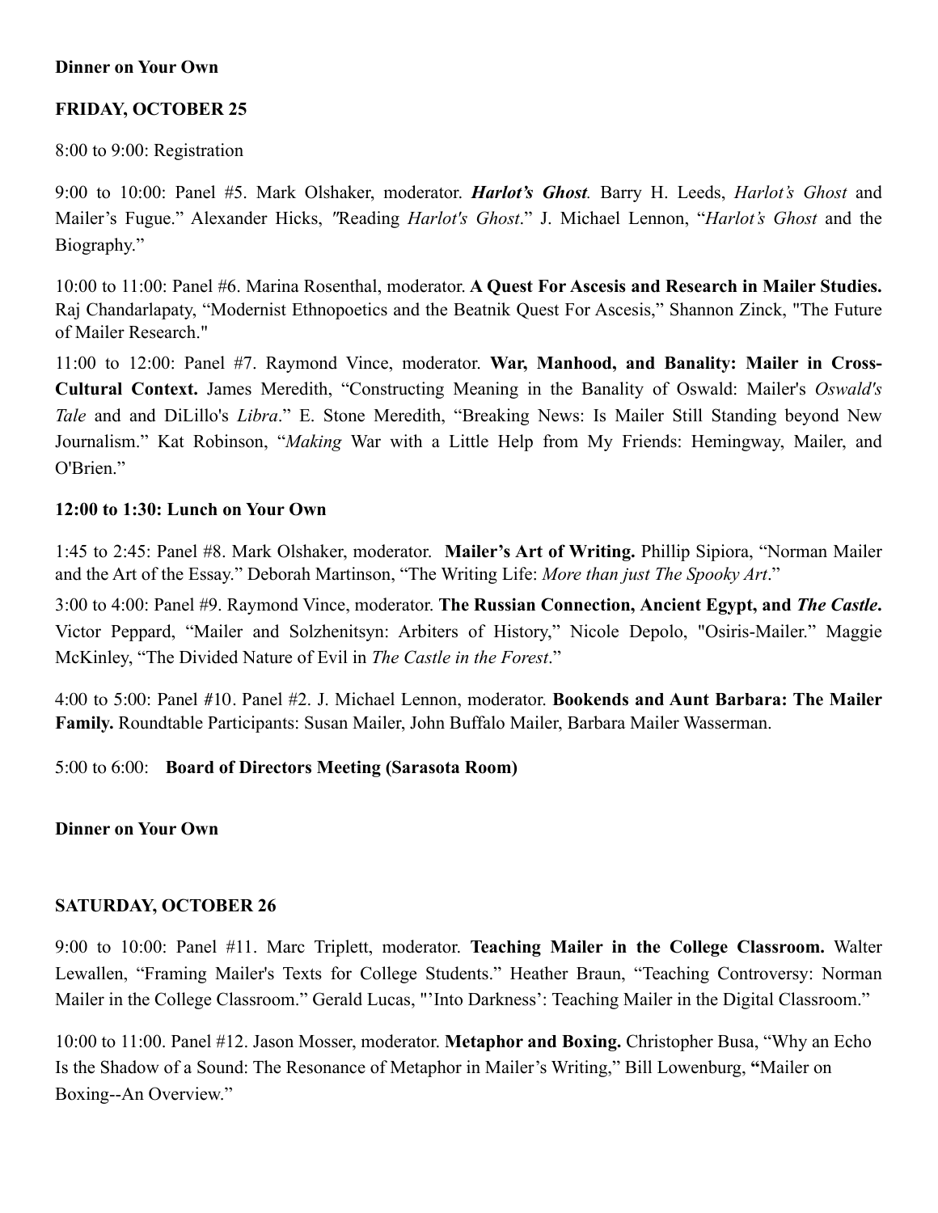**Dinner on Your Own**

**FRIDAY, OCTOBER 25**

8:00 to 9:00: Registration

9:00 to 10:00: Panel #5. Mark Olshaker, moderator. ***Harlot's Ghost.*** Barry H. Leeds, *Harlot's Ghost* and Mailer's Fugue." Alexander Hicks, "Reading *Harlot's Ghost*." J. Michael Lennon, "*Harlot's Ghost* and the Biography."

10:00 to 11:00: Panel #6. Marina Rosenthal, moderator. **A Quest For Ascesis and Research in Mailer Studies.** Raj Chandarlapaty, "Modernist Ethnopoetics and the Beatnik Quest For Ascesis," Shannon Zinck, "The Future of Mailer Research."

11:00 to 12:00: Panel #7. Raymond Vince, moderator. **War, Manhood, and Banality: Mailer in Cross-Cultural Context.** James Meredith, "Constructing Meaning in the Banality of Oswald: Mailer's *Oswald's Tale* and and DiLillo's *Libra*." E. Stone Meredith, "Breaking News: Is Mailer Still Standing beyond New Journalism." Kat Robinson, "*Making* War with a Little Help from My Friends: Hemingway, Mailer, and O'Brien."

**12:00 to 1:30: Lunch on Your Own**

1:45 to 2:45: Panel #8. Mark Olshaker, moderator. **Mailer's Art of Writing.** Phillip Sipiora, "Norman Mailer and the Art of the Essay." Deborah Martinson, "The Writing Life: *More than just The Spooky Art*."

3:00 to 4:00: Panel #9. Raymond Vince, moderator. **The Russian Connection, Ancient Egypt, and *The Castle*.** Victor Peppard, "Mailer and Solzhenitsyn: Arbiters of History," Nicole Depolo, "Osiris-Mailer." Maggie McKinley, "The Divided Nature of Evil in *The Castle in the Forest*."

4:00 to 5:00: Panel #10. Panel #2. J. Michael Lennon, moderator. **Bookends and Aunt Barbara: The Mailer Family.** Roundtable Participants: Susan Mailer, John Buffalo Mailer, Barbara Mailer Wasserman.

5:00 to 6:00: **Board of Directors Meeting (Sarasota Room)**

**Dinner on Your Own**

**SATURDAY, OCTOBER 26**

9:00 to 10:00: Panel #11. Marc Triplett, moderator. **Teaching Mailer in the College Classroom.** Walter Lewallen, "Framing Mailer's Texts for College Students." Heather Braun, "Teaching Controversy: Norman Mailer in the College Classroom." Gerald Lucas, "'Into Darkness': Teaching Mailer in the Digital Classroom."

10:00 to 11:00. Panel #12. Jason Mosser, moderator. **Metaphor and Boxing.** Christopher Busa, "Why an Echo Is the Shadow of a Sound: The Resonance of Metaphor in Mailer's Writing," Bill Lowenburg, "Mailer on Boxing--An Overview."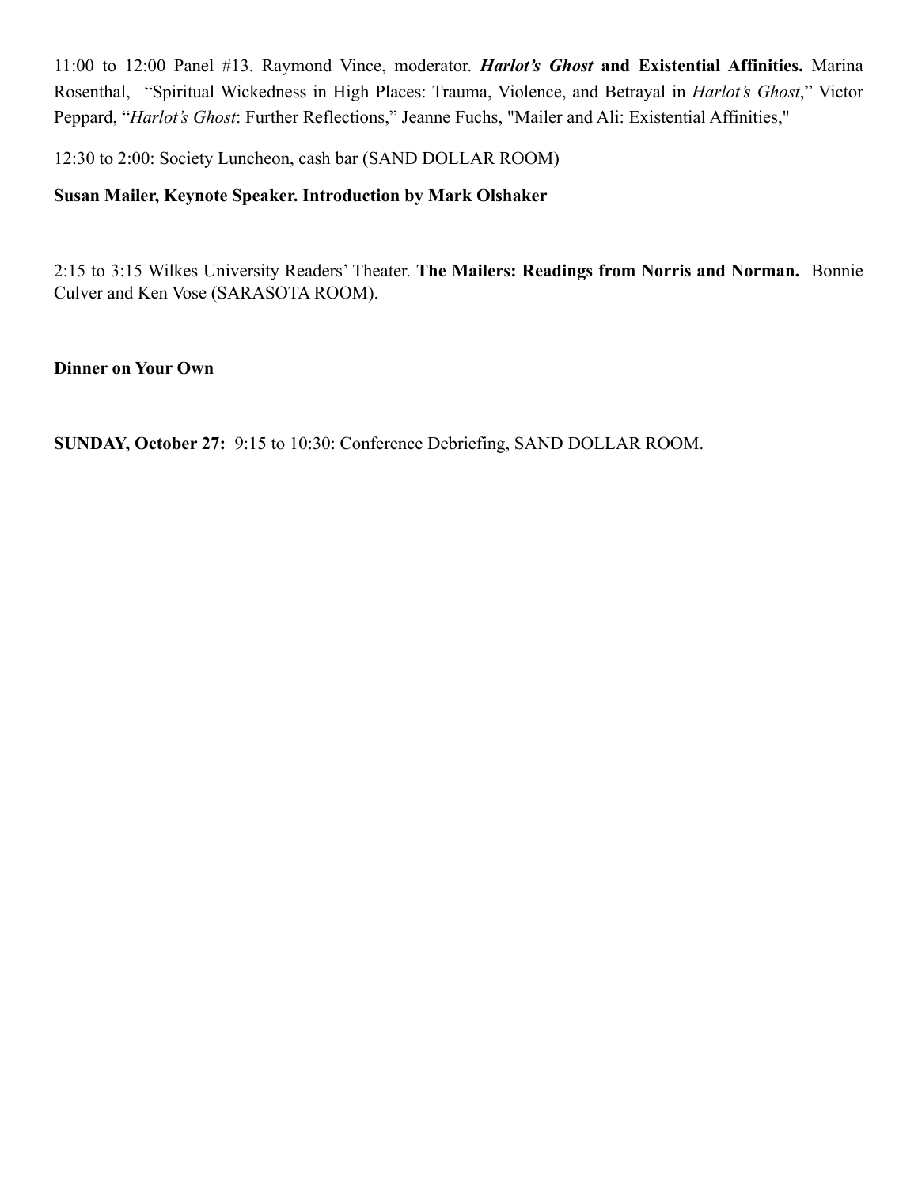11:00 to 12:00 Panel #13. Raymond Vince, moderator. ***Harlot's Ghost* and Existential Affinities.** Marina Rosenthal, "Spiritual Wickedness in High Places: Trauma, Violence, and Betrayal in *Harlot's Ghost*," Victor Peppard, "*Harlot's Ghost*: Further Reflections," Jeanne Fuchs, "Mailer and Ali: Existential Affinities,"

12:30 to 2:00: Society Luncheon, cash bar (SAND DOLLAR ROOM)

**Susan Mailer, Keynote Speaker. Introduction by Mark Olshaker**

2:15 to 3:15 Wilkes University Readers' Theater. **The Mailers: Readings from Norris and Norman.** Bonnie Culver and Ken Vose (SARASOTA ROOM).

**Dinner on Your Own**

**SUNDAY, October 27:** 9:15 to 10:30: Conference Debriefing, SAND DOLLAR ROOM.